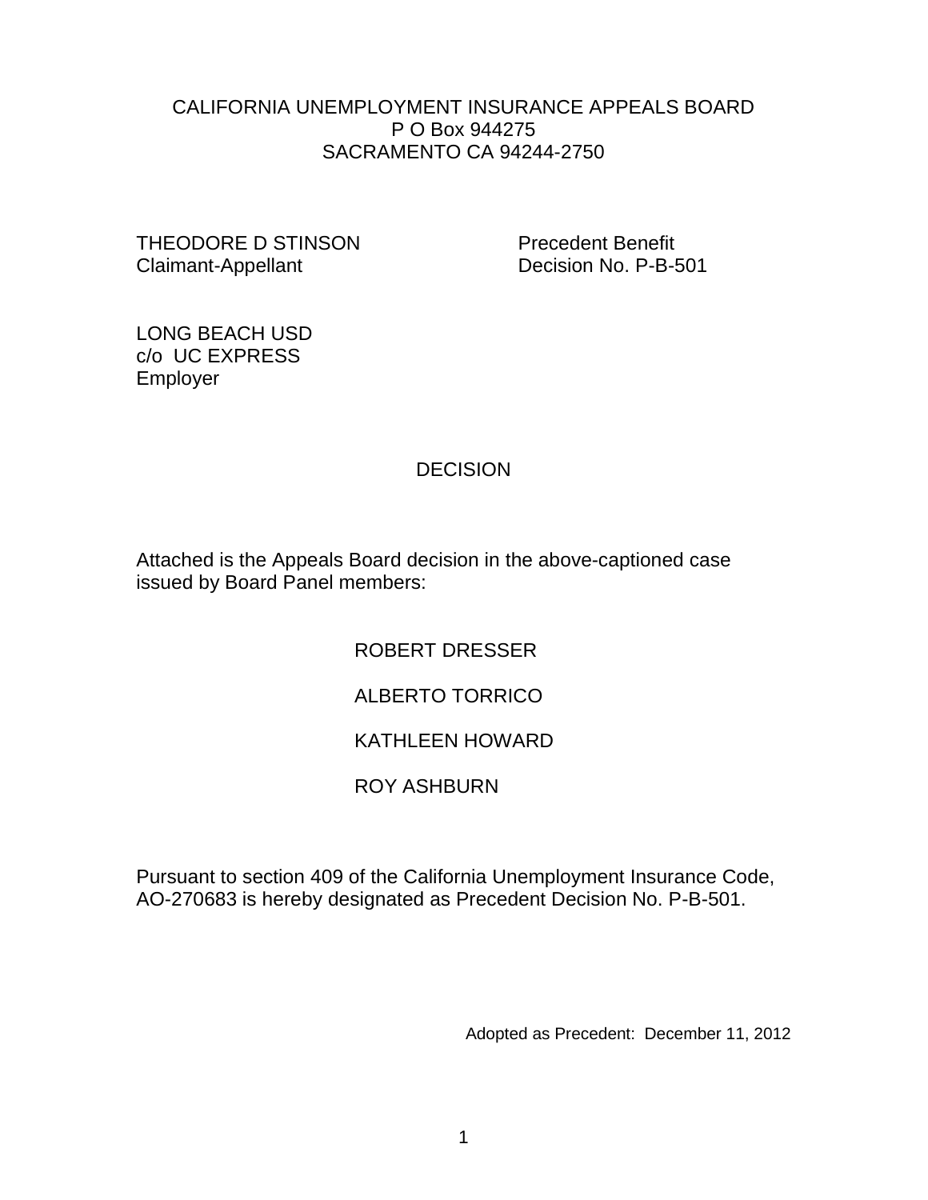CALIFORNIA UNEMPLOYMENT INSURANCE APPEALS BOARD
P O Box 944275
SACRAMENTO CA 94244-2750

THEODORE D STINSON
Claimant-Appellant

Precedent Benefit
Decision No. P-B-501

LONG BEACH USD
c/o UC EXPRESS
Employer

# DECISION

Attached is the Appeals Board decision in the above-captioned case issued by Board Panel members:

ROBERT DRESSER

ALBERTO TORRICO

KATHLEEN HOWARD

ROY ASHBURN

Pursuant to section 409 of the California Unemployment Insurance Code, AO-270683 is hereby designated as Precedent Decision No. P-B-501.

Adopted as Precedent: December 11, 2012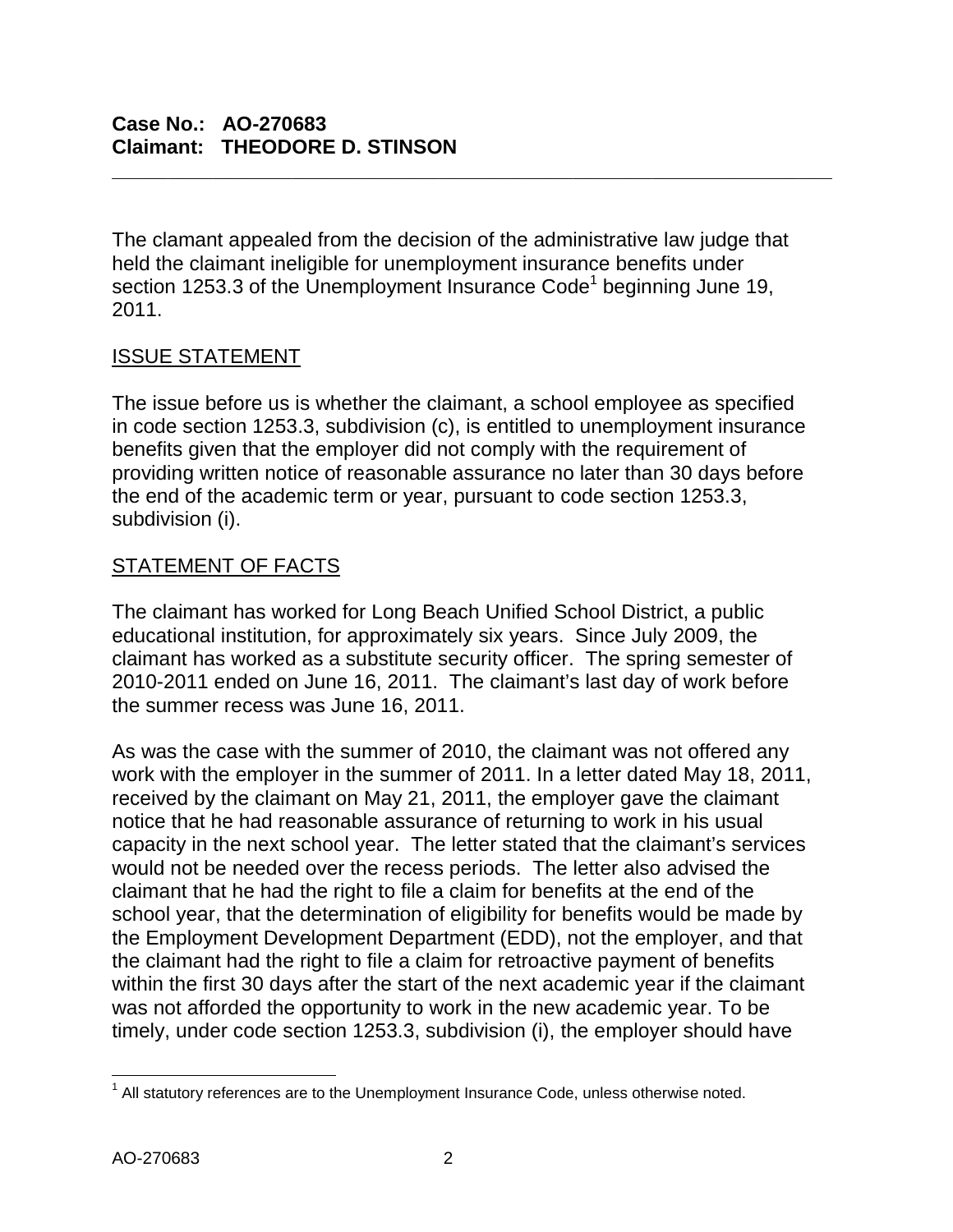**Case No.: AO-270683**
**Claimant: THEODORE D. STINSON**

---

The clamant appealed from the decision of the administrative law judge that held the claimant ineligible for unemployment insurance benefits under section 1253.3 of the Unemployment Insurance Code[1] beginning June 19, 2011.

## ISSUE STATEMENT

The issue before us is whether the claimant, a school employee as specified in code section 1253.3, subdivision (c), is entitled to unemployment insurance benefits given that the employer did not comply with the requirement of providing written notice of reasonable assurance no later than 30 days before the end of the academic term or year, pursuant to code section 1253.3, subdivision (i).

## STATEMENT OF FACTS

The claimant has worked for Long Beach Unified School District, a public educational institution, for approximately six years. Since July 2009, the claimant has worked as a substitute security officer. The spring semester of 2010-2011 ended on June 16, 2011. The claimant's last day of work before the summer recess was June 16, 2011.

As was the case with the summer of 2010, the claimant was not offered any work with the employer in the summer of 2011. In a letter dated May 18, 2011, received by the claimant on May 21, 2011, the employer gave the claimant notice that he had reasonable assurance of returning to work in his usual capacity in the next school year. The letter stated that the claimant's services would not be needed over the recess periods. The letter also advised the claimant that he had the right to file a claim for benefits at the end of the school year, that the determination of eligibility for benefits would be made by the Employment Development Department (EDD), not the employer, and that the claimant had the right to file a claim for retroactive payment of benefits within the first 30 days after the start of the next academic year if the claimant was not afforded the opportunity to work in the new academic year. To be timely, under code section 1253.3, subdivision (i), the employer should have

---

[1] All statutory references are to the Unemployment Insurance Code, unless otherwise noted.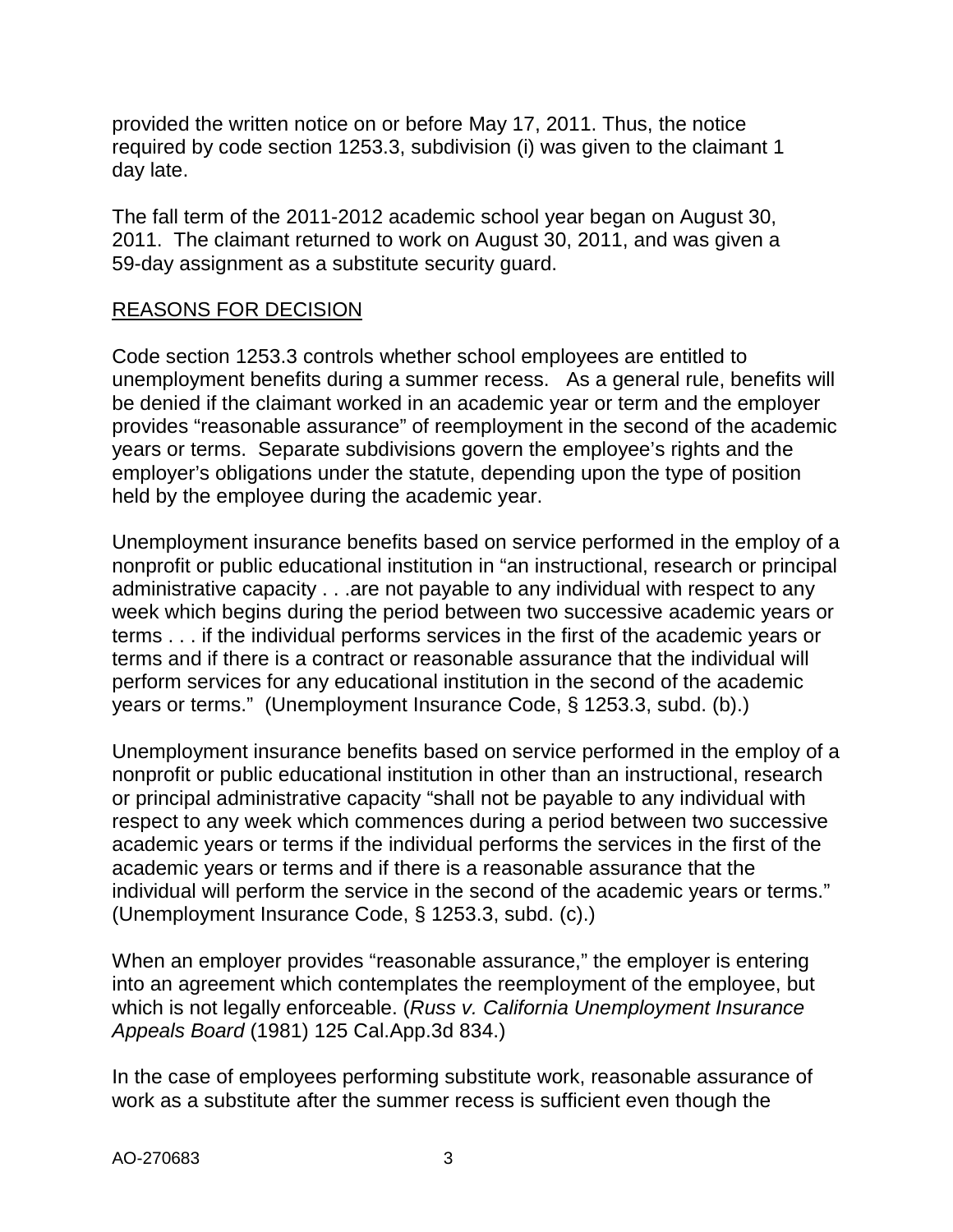provided the written notice on or before May 17, 2011. Thus, the notice required by code section 1253.3, subdivision (i) was given to the claimant 1 day late.

The fall term of the 2011-2012 academic school year began on August 30, 2011. The claimant returned to work on August 30, 2011, and was given a 59-day assignment as a substitute security guard.

## REASONS FOR DECISION

Code section 1253.3 controls whether school employees are entitled to unemployment benefits during a summer recess. As a general rule, benefits will be denied if the claimant worked in an academic year or term and the employer provides "reasonable assurance" of reemployment in the second of the academic years or terms. Separate subdivisions govern the employee's rights and the employer's obligations under the statute, depending upon the type of position held by the employee during the academic year.

Unemployment insurance benefits based on service performed in the employ of a nonprofit or public educational institution in "an instructional, research or principal administrative capacity . . .are not payable to any individual with respect to any week which begins during the period between two successive academic years or terms . . . if the individual performs services in the first of the academic years or terms and if there is a contract or reasonable assurance that the individual will perform services for any educational institution in the second of the academic years or terms." (Unemployment Insurance Code, § 1253.3, subd. (b).)

Unemployment insurance benefits based on service performed in the employ of a nonprofit or public educational institution in other than an instructional, research or principal administrative capacity "shall not be payable to any individual with respect to any week which commences during a period between two successive academic years or terms if the individual performs the services in the first of the academic years or terms and if there is a reasonable assurance that the individual will perform the service in the second of the academic years or terms." (Unemployment Insurance Code, § 1253.3, subd. (c).)

When an employer provides "reasonable assurance," the employer is entering into an agreement which contemplates the reemployment of the employee, but which is not legally enforceable. (*Russ v. California Unemployment Insurance Appeals Board* (1981) 125 Cal.App.3d 834.)

In the case of employees performing substitute work, reasonable assurance of work as a substitute after the summer recess is sufficient even though the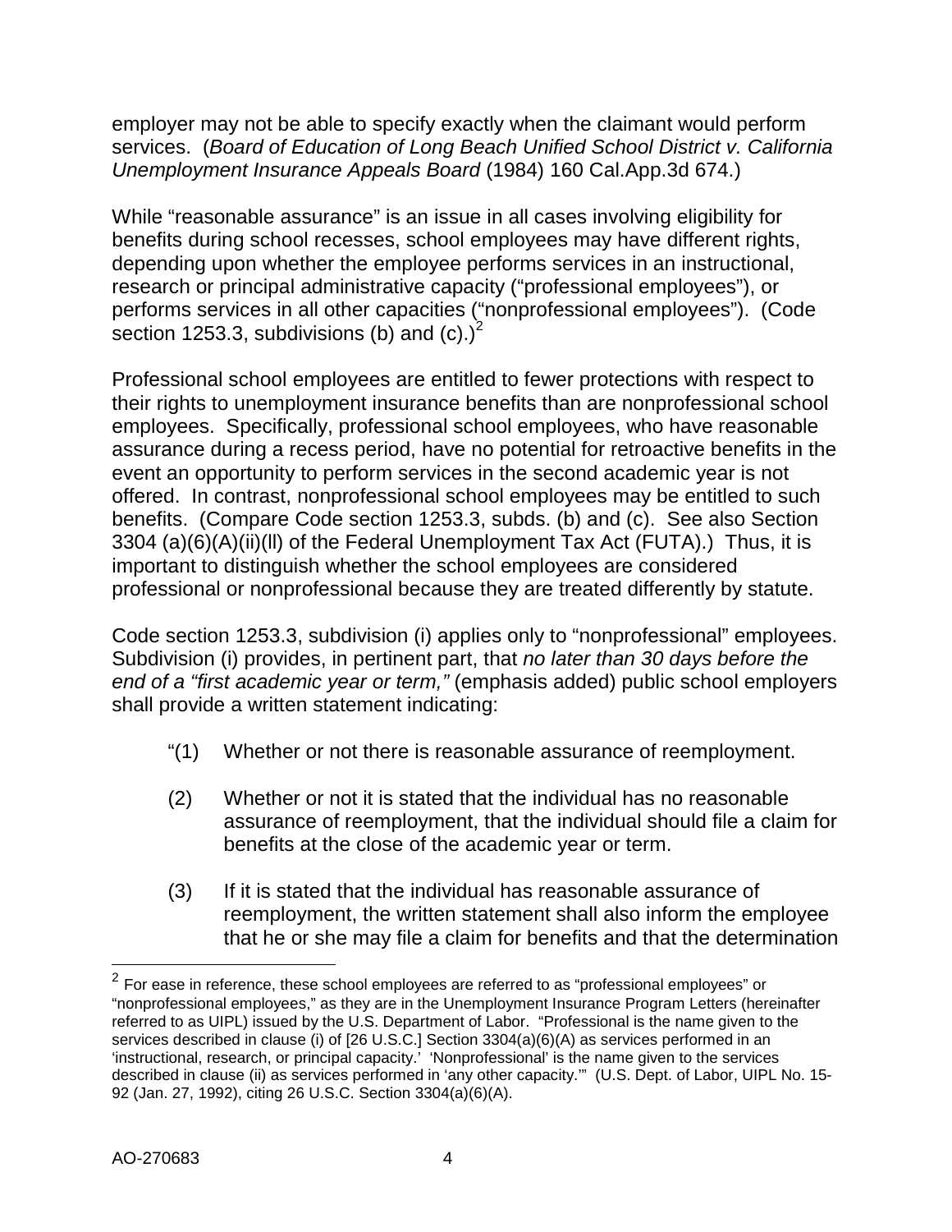employer may not be able to specify exactly when the claimant would perform services. (*Board of Education of Long Beach Unified School District v. California Unemployment Insurance Appeals Board* (1984) 160 Cal.App.3d 674.)

While "reasonable assurance" is an issue in all cases involving eligibility for benefits during school recesses, school employees may have different rights, depending upon whether the employee performs services in an instructional, research or principal administrative capacity ("professional employees"), or performs services in all other capacities ("nonprofessional employees"). (Code section 1253.3, subdivisions (b) and (c).)[2]

Professional school employees are entitled to fewer protections with respect to their rights to unemployment insurance benefits than are nonprofessional school employees. Specifically, professional school employees, who have reasonable assurance during a recess period, have no potential for retroactive benefits in the event an opportunity to perform services in the second academic year is not offered. In contrast, nonprofessional school employees may be entitled to such benefits. (Compare Code section 1253.3, subds. (b) and (c). See also Section 3304 (a)(6)(A)(ii)(ll) of the Federal Unemployment Tax Act (FUTA).) Thus, it is important to distinguish whether the school employees are considered professional or nonprofessional because they are treated differently by statute.

Code section 1253.3, subdivision (i) applies only to "nonprofessional" employees. Subdivision (i) provides, in pertinent part, that *no later than 30 days before the end of a "first academic year or term,"* (emphasis added) public school employers shall provide a written statement indicating:

> "(1) Whether or not there is reasonable assurance of reemployment.
>
> (2) Whether or not it is stated that the individual has no reasonable assurance of reemployment, that the individual should file a claim for benefits at the close of the academic year or term.
>
> (3) If it is stated that the individual has reasonable assurance of reemployment, the written statement shall also inform the employee that he or she may file a claim for benefits and that the determination

---

[2] For ease in reference, these school employees are referred to as "professional employees" or "nonprofessional employees," as they are in the Unemployment Insurance Program Letters (hereinafter referred to as UIPL) issued by the U.S. Department of Labor. "Professional is the name given to the services described in clause (i) of [26 U.S.C.] Section 3304(a)(6)(A) as services performed in an 'instructional, research, or principal capacity.' 'Nonprofessional' is the name given to the services described in clause (ii) as services performed in 'any other capacity.'" (U.S. Dept. of Labor, UIPL No. 15-92 (Jan. 27, 1992), citing 26 U.S.C. Section 3304(a)(6)(A).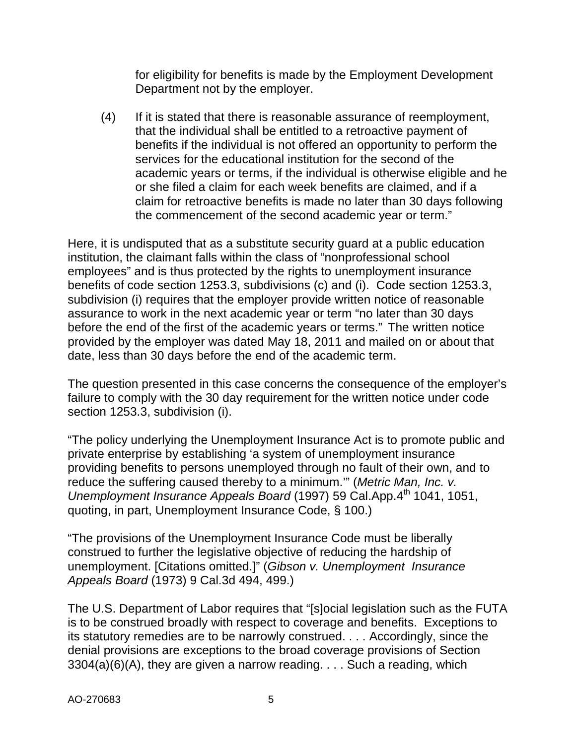for eligibility for benefits is made by the Employment Development Department not by the employer.

(4) If it is stated that there is reasonable assurance of reemployment, that the individual shall be entitled to a retroactive payment of benefits if the individual is not offered an opportunity to perform the services for the educational institution for the second of the academic years or terms, if the individual is otherwise eligible and he or she filed a claim for each week benefits are claimed, and if a claim for retroactive benefits is made no later than 30 days following the commencement of the second academic year or term."

Here, it is undisputed that as a substitute security guard at a public education institution, the claimant falls within the class of "nonprofessional school employees" and is thus protected by the rights to unemployment insurance benefits of code section 1253.3, subdivisions (c) and (i). Code section 1253.3, subdivision (i) requires that the employer provide written notice of reasonable assurance to work in the next academic year or term "no later than 30 days before the end of the first of the academic years or terms." The written notice provided by the employer was dated May 18, 2011 and mailed on or about that date, less than 30 days before the end of the academic term.

The question presented in this case concerns the consequence of the employer's failure to comply with the 30 day requirement for the written notice under code section 1253.3, subdivision (i).

"The policy underlying the Unemployment Insurance Act is to promote public and private enterprise by establishing 'a system of unemployment insurance providing benefits to persons unemployed through no fault of their own, and to reduce the suffering caused thereby to a minimum.'" (*Metric Man, Inc. v. Unemployment Insurance Appeals Board* (1997) 59 Cal.App.4th 1041, 1051, quoting, in part, Unemployment Insurance Code, § 100.)

"The provisions of the Unemployment Insurance Code must be liberally construed to further the legislative objective of reducing the hardship of unemployment. [Citations omitted.]" (*Gibson v. Unemployment Insurance Appeals Board* (1973) 9 Cal.3d 494, 499.)

The U.S. Department of Labor requires that "[s]ocial legislation such as the FUTA is to be construed broadly with respect to coverage and benefits. Exceptions to its statutory remedies are to be narrowly construed. . . . Accordingly, since the denial provisions are exceptions to the broad coverage provisions of Section 3304(a)(6)(A), they are given a narrow reading. . . . Such a reading, which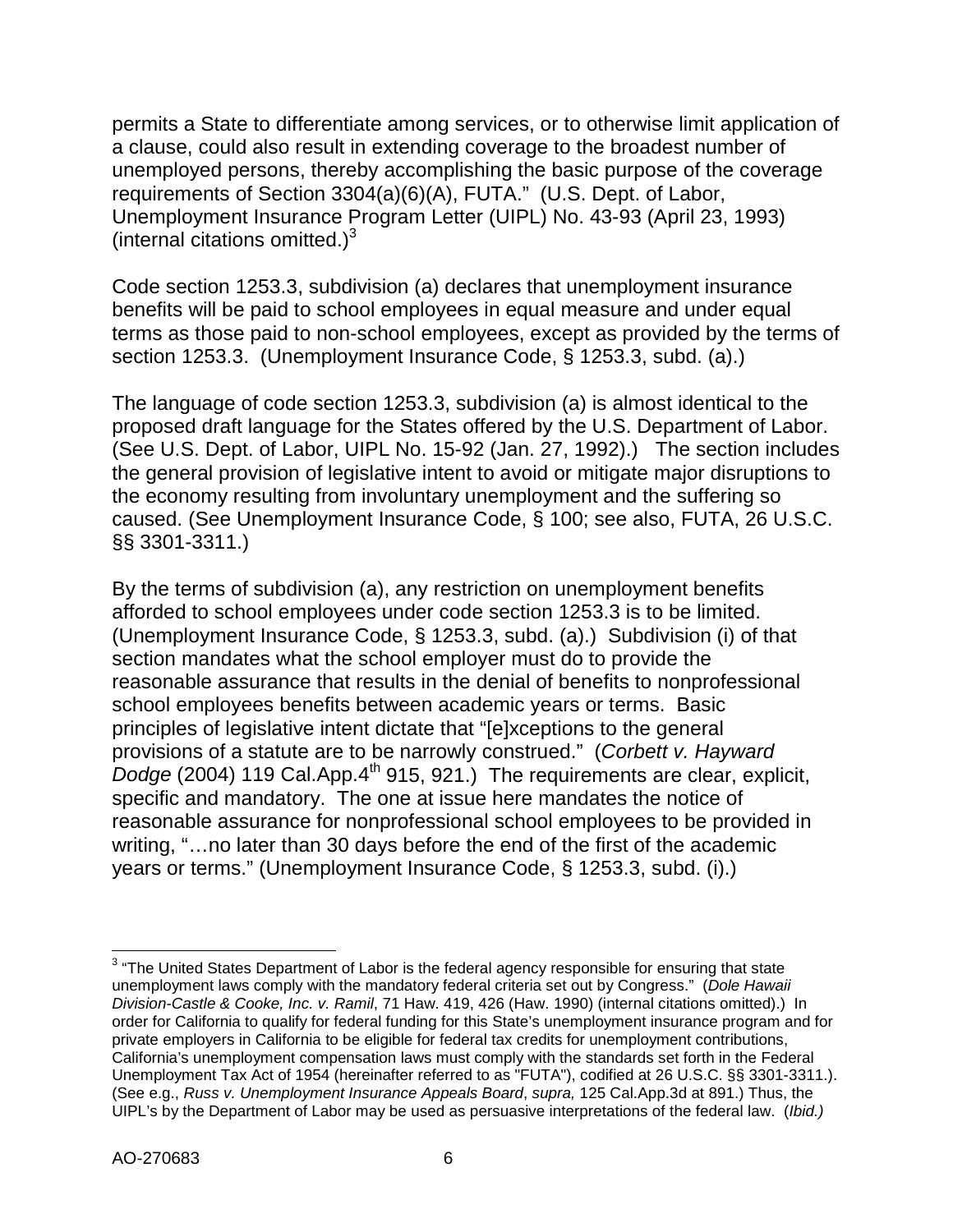permits a State to differentiate among services, or to otherwise limit application of a clause, could also result in extending coverage to the broadest number of unemployed persons, thereby accomplishing the basic purpose of the coverage requirements of Section 3304(a)(6)(A), FUTA." (U.S. Dept. of Labor, Unemployment Insurance Program Letter (UIPL) No. 43-93 (April 23, 1993) (internal citations omitted.)[3]

Code section 1253.3, subdivision (a) declares that unemployment insurance benefits will be paid to school employees in equal measure and under equal terms as those paid to non-school employees, except as provided by the terms of section 1253.3. (Unemployment Insurance Code, § 1253.3, subd. (a).)

The language of code section 1253.3, subdivision (a) is almost identical to the proposed draft language for the States offered by the U.S. Department of Labor. (See U.S. Dept. of Labor, UIPL No. 15-92 (Jan. 27, 1992).) The section includes the general provision of legislative intent to avoid or mitigate major disruptions to the economy resulting from involuntary unemployment and the suffering so caused. (See Unemployment Insurance Code, § 100; see also, FUTA, 26 U.S.C. §§ 3301-3311.)

By the terms of subdivision (a), any restriction on unemployment benefits afforded to school employees under code section 1253.3 is to be limited. (Unemployment Insurance Code, § 1253.3, subd. (a).) Subdivision (i) of that section mandates what the school employer must do to provide the reasonable assurance that results in the denial of benefits to nonprofessional school employees benefits between academic years or terms. Basic principles of legislative intent dictate that "[e]xceptions to the general provisions of a statute are to be narrowly construed." (*Corbett v. Hayward Dodge* (2004) 119 Cal.App.4th 915, 921.) The requirements are clear, explicit, specific and mandatory. The one at issue here mandates the notice of reasonable assurance for nonprofessional school employees to be provided in writing, "…no later than 30 days before the end of the first of the academic years or terms." (Unemployment Insurance Code, § 1253.3, subd. (i).)

---

[3] "The United States Department of Labor is the federal agency responsible for ensuring that state unemployment laws comply with the mandatory federal criteria set out by Congress." (*Dole Hawaii Division-Castle & Cooke, Inc. v. Ramil*, 71 Haw. 419, 426 (Haw. 1990) (internal citations omitted).) In order for California to qualify for federal funding for this State's unemployment insurance program and for private employers in California to be eligible for federal tax credits for unemployment contributions, California's unemployment compensation laws must comply with the standards set forth in the Federal Unemployment Tax Act of 1954 (hereinafter referred to as "FUTA"), codified at 26 U.S.C. §§ 3301-3311.). (See e.g., *Russ v. Unemployment Insurance Appeals Board*, *supra,* 125 Cal.App.3d at 891.) Thus, the UIPL's by the Department of Labor may be used as persuasive interpretations of the federal law. (*Ibid.)*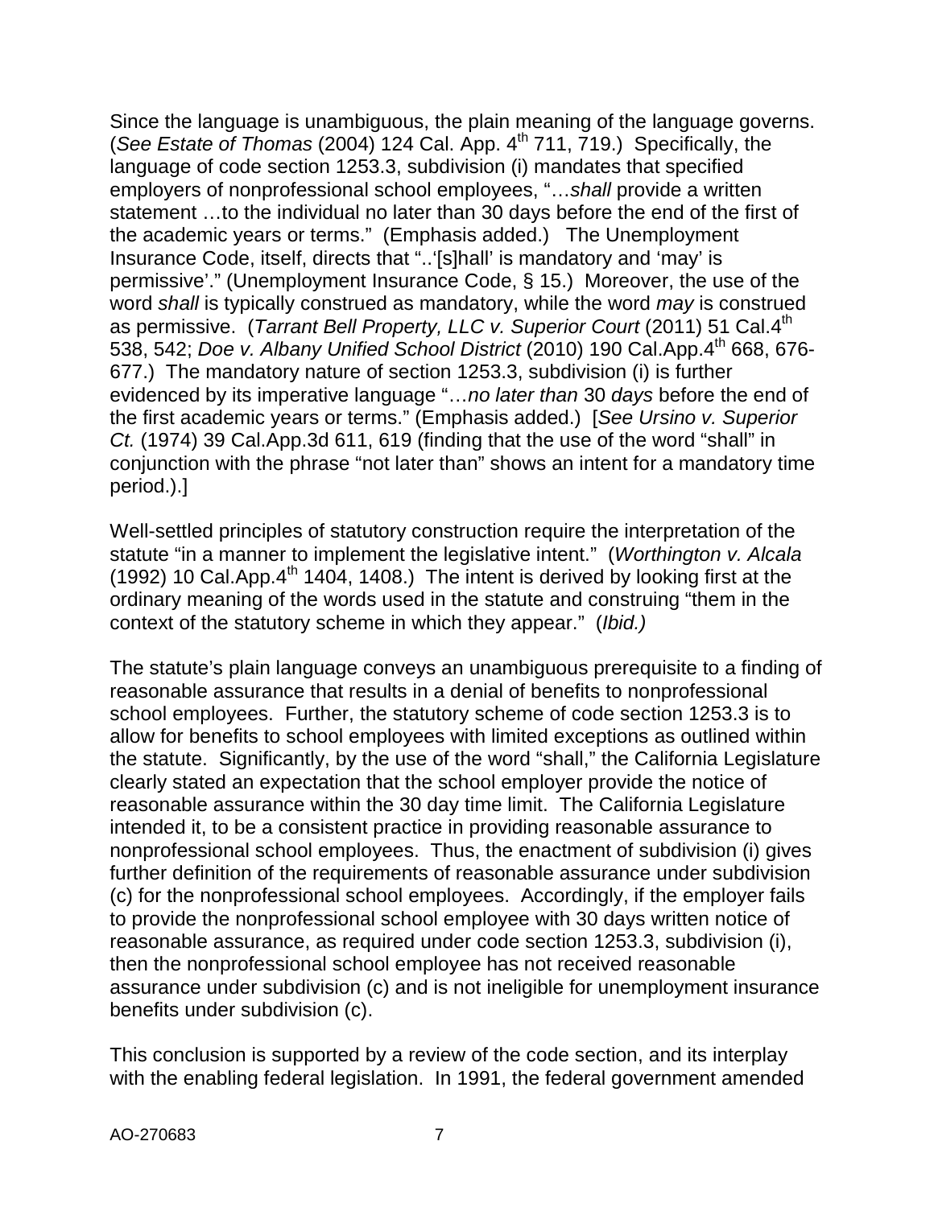Since the language is unambiguous, the plain meaning of the language governs. (*See Estate of Thomas* (2004) 124 Cal. App. 4th 711, 719.) Specifically, the language of code section 1253.3, subdivision (i) mandates that specified employers of nonprofessional school employees, "…*shall* provide a written statement …to the individual no later than 30 days before the end of the first of the academic years or terms." (Emphasis added.) The Unemployment Insurance Code, itself, directs that "..'[s]hall' is mandatory and 'may' is permissive'." (Unemployment Insurance Code, § 15.) Moreover, the use of the word *shall* is typically construed as mandatory, while the word *may* is construed as permissive. (*Tarrant Bell Property, LLC v. Superior Court* (2011) 51 Cal.4th 538, 542; *Doe v. Albany Unified School District* (2010) 190 Cal.App.4th 668, 676-677.) The mandatory nature of section 1253.3, subdivision (i) is further evidenced by its imperative language "…*no later than* 30 *days* before the end of the first academic years or terms." (Emphasis added.) [*See Ursino v. Superior Ct.* (1974) 39 Cal.App.3d 611, 619 (finding that the use of the word "shall" in conjunction with the phrase "not later than" shows an intent for a mandatory time period.).]

Well-settled principles of statutory construction require the interpretation of the statute "in a manner to implement the legislative intent." (*Worthington v. Alcala* (1992) 10 Cal.App.4th 1404, 1408.) The intent is derived by looking first at the ordinary meaning of the words used in the statute and construing "them in the context of the statutory scheme in which they appear." (*Ibid.)*

The statute's plain language conveys an unambiguous prerequisite to a finding of reasonable assurance that results in a denial of benefits to nonprofessional school employees. Further, the statutory scheme of code section 1253.3 is to allow for benefits to school employees with limited exceptions as outlined within the statute. Significantly, by the use of the word "shall," the California Legislature clearly stated an expectation that the school employer provide the notice of reasonable assurance within the 30 day time limit. The California Legislature intended it, to be a consistent practice in providing reasonable assurance to nonprofessional school employees. Thus, the enactment of subdivision (i) gives further definition of the requirements of reasonable assurance under subdivision (c) for the nonprofessional school employees. Accordingly, if the employer fails to provide the nonprofessional school employee with 30 days written notice of reasonable assurance, as required under code section 1253.3, subdivision (i), then the nonprofessional school employee has not received reasonable assurance under subdivision (c) and is not ineligible for unemployment insurance benefits under subdivision (c).

This conclusion is supported by a review of the code section, and its interplay with the enabling federal legislation. In 1991, the federal government amended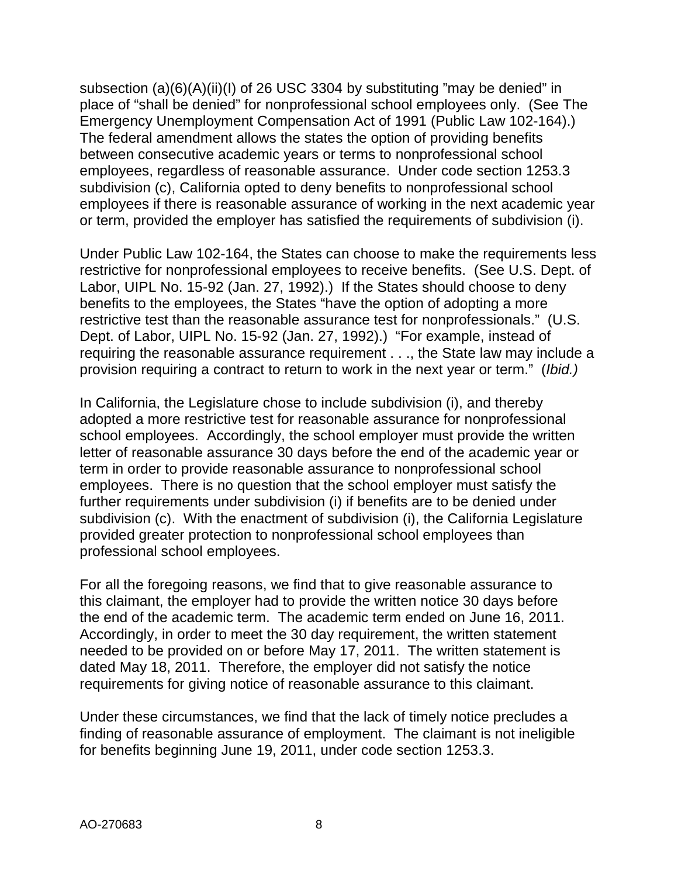subsection (a)(6)(A)(ii)(I) of 26 USC 3304 by substituting "may be denied" in place of "shall be denied" for nonprofessional school employees only. (See The Emergency Unemployment Compensation Act of 1991 (Public Law 102-164).) The federal amendment allows the states the option of providing benefits between consecutive academic years or terms to nonprofessional school employees, regardless of reasonable assurance. Under code section 1253.3 subdivision (c), California opted to deny benefits to nonprofessional school employees if there is reasonable assurance of working in the next academic year or term, provided the employer has satisfied the requirements of subdivision (i).

Under Public Law 102-164, the States can choose to make the requirements less restrictive for nonprofessional employees to receive benefits. (See U.S. Dept. of Labor, UIPL No. 15-92 (Jan. 27, 1992).) If the States should choose to deny benefits to the employees, the States "have the option of adopting a more restrictive test than the reasonable assurance test for nonprofessionals." (U.S. Dept. of Labor, UIPL No. 15-92 (Jan. 27, 1992).) "For example, instead of requiring the reasonable assurance requirement . . ., the State law may include a provision requiring a contract to return to work in the next year or term." (*Ibid.)*

In California, the Legislature chose to include subdivision (i), and thereby adopted a more restrictive test for reasonable assurance for nonprofessional school employees. Accordingly, the school employer must provide the written letter of reasonable assurance 30 days before the end of the academic year or term in order to provide reasonable assurance to nonprofessional school employees. There is no question that the school employer must satisfy the further requirements under subdivision (i) if benefits are to be denied under subdivision (c). With the enactment of subdivision (i), the California Legislature provided greater protection to nonprofessional school employees than professional school employees.

For all the foregoing reasons, we find that to give reasonable assurance to this claimant, the employer had to provide the written notice 30 days before the end of the academic term. The academic term ended on June 16, 2011. Accordingly, in order to meet the 30 day requirement, the written statement needed to be provided on or before May 17, 2011. The written statement is dated May 18, 2011. Therefore, the employer did not satisfy the notice requirements for giving notice of reasonable assurance to this claimant.

Under these circumstances, we find that the lack of timely notice precludes a finding of reasonable assurance of employment. The claimant is not ineligible for benefits beginning June 19, 2011, under code section 1253.3.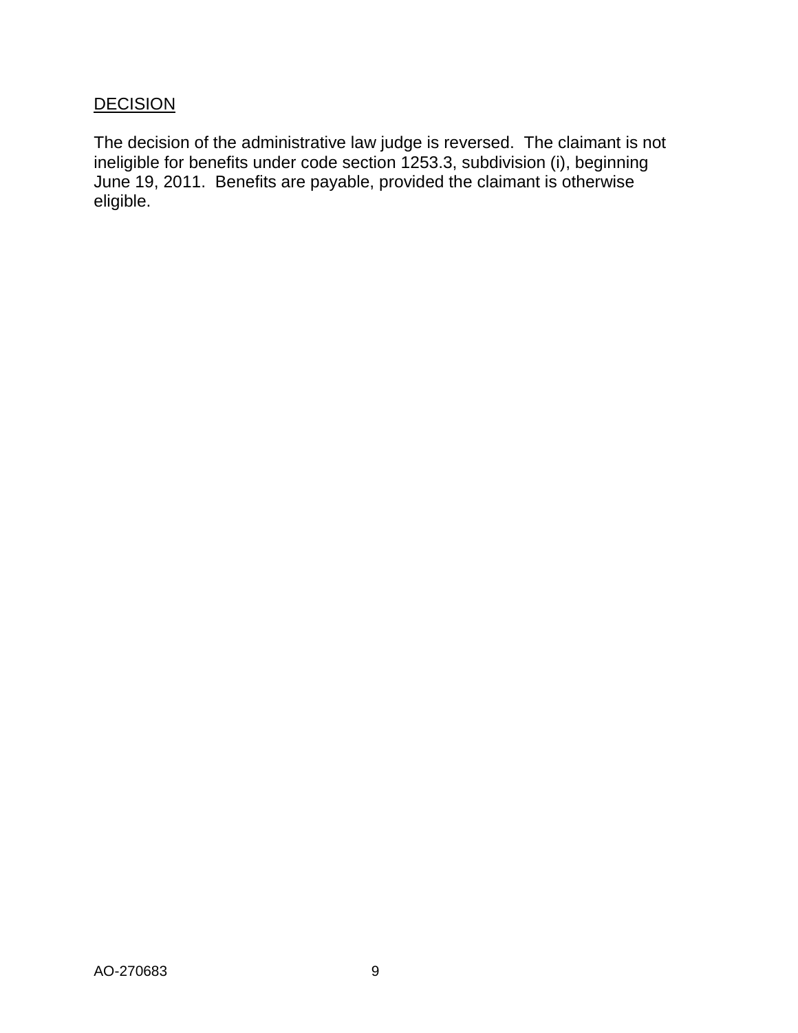## DECISION

The decision of the administrative law judge is reversed. The claimant is not ineligible for benefits under code section 1253.3, subdivision (i), beginning June 19, 2011. Benefits are payable, provided the claimant is otherwise eligible.